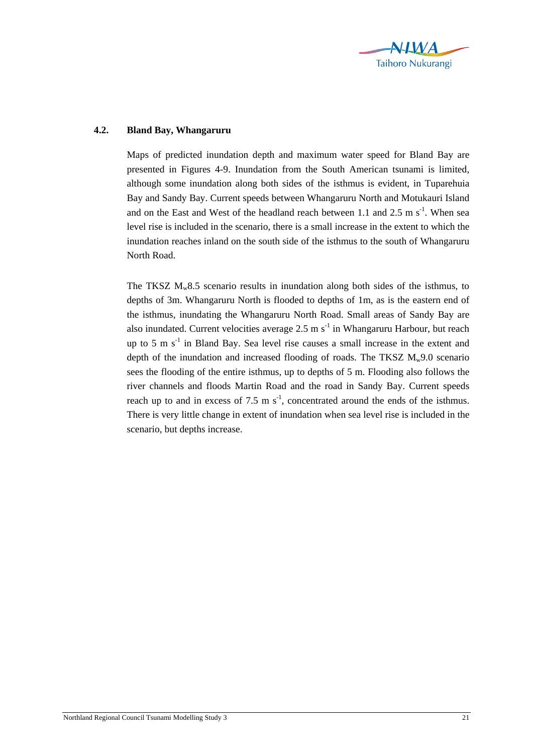## 4.2. Bland Bay, Whangaruru

Maps of predicted inundation depth and maximum water speed for Bland Bay are presented in Figures 4-9. Inundation from the South American tsunami is limited, although some inundation along both sides of the isthmus is evident, in Tuparehuia Bay and Sandy Bay. Current speeds between Whangaruru North and Motukauri Island and on the East and West of the headland reach between 1.1 and 2.5 m $s^{-1}$. When sea level rise is included in the scenario, there is a small increase in the extent to which the inundation reaches inland on the south side of the isthmus to the south of Whangaruru North Road.

The TKSZ $M_w$8.5 scenario results in inundation along both sides of the isthmus, to depths of 3m. Whangaruru North is flooded to depths of 1m, as is the eastern end of the isthmus, inundating the Whangaruru North Road. Small areas of Sandy Bay are also inundated. Current velocities average 2.5 m $s^{-1}$ in Whangaruru Harbour, but reach up to 5 m $s^{-1}$ in Bland Bay. Sea level rise causes a small increase in the extent and depth of the inundation and increased flooding of roads. The TKSZ $M_w$9.0 scenario sees the flooding of the entire isthmus, up to depths of 5 m. Flooding also follows the river channels and floods Martin Road and the road in Sandy Bay. Current speeds reach up to and in excess of 7.5 m $s^{-1}$, concentrated around the ends of the isthmus. There is very little change in extent of inundation when sea level rise is included in the scenario, but depths increase.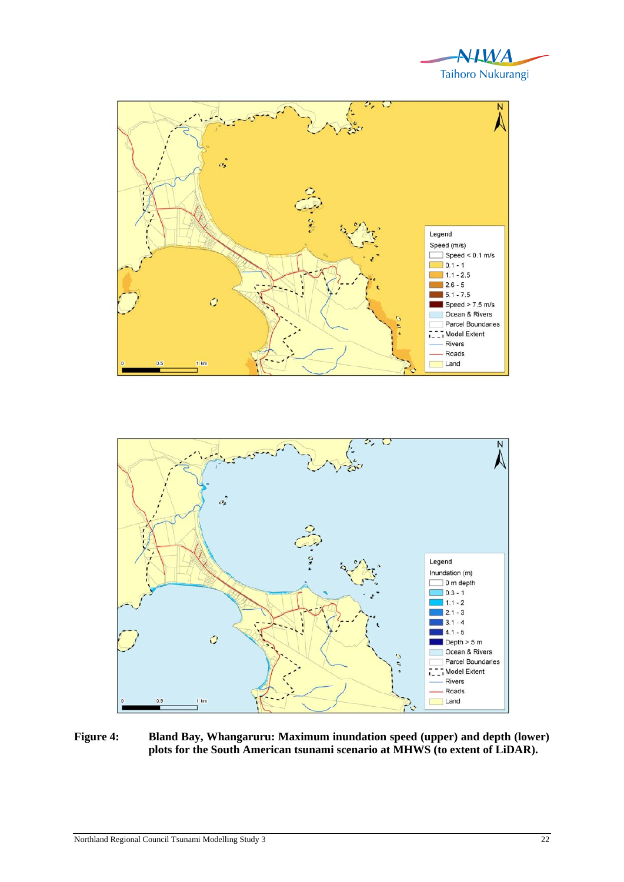**Figure 4:** **Bland Bay, Whangaruru: Maximum inundation speed (upper) and depth (lower) plots for the South American tsunami scenario at MHWS (to extent of LiDAR).**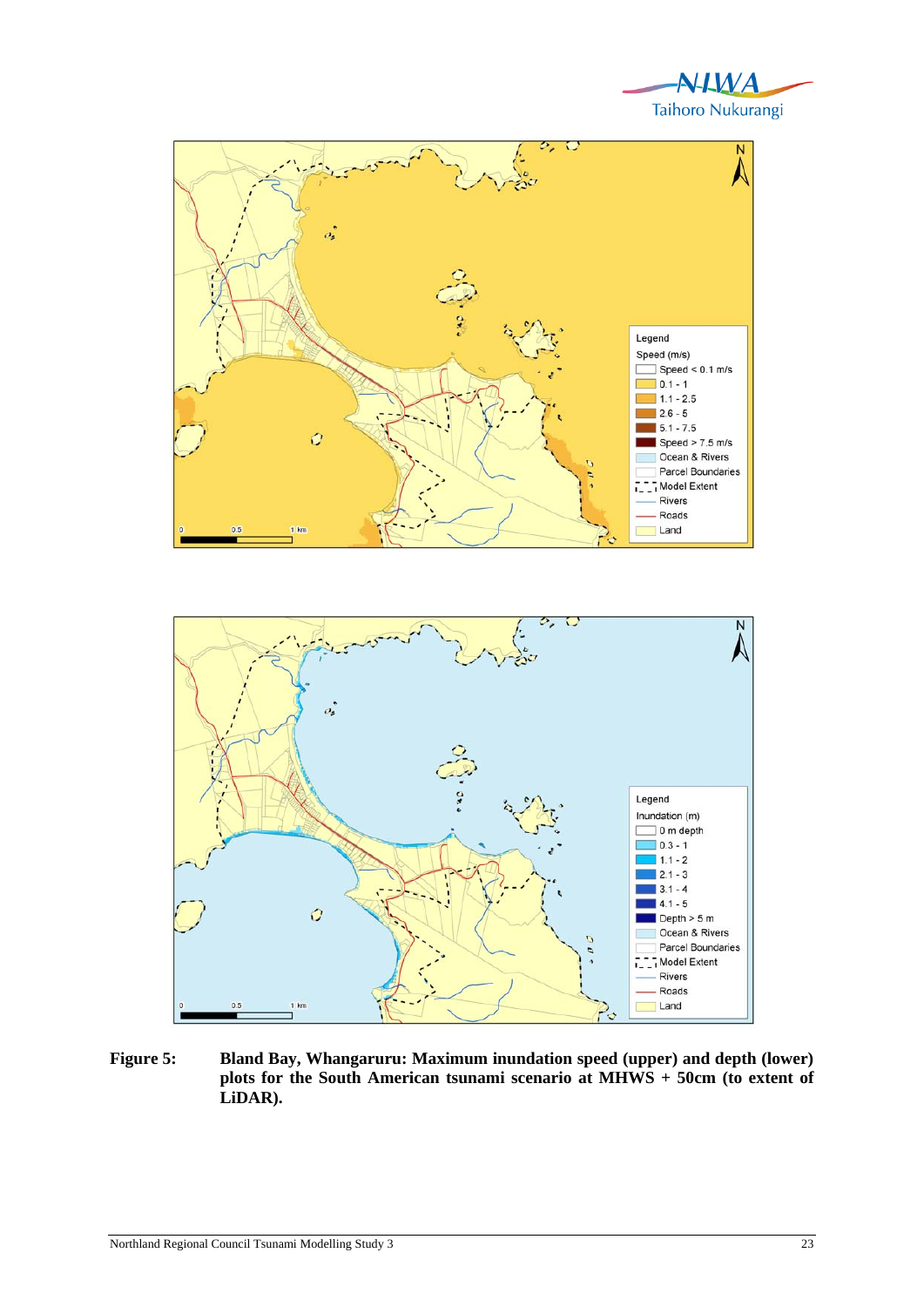**Figure 5:** **Bland Bay, Whangaruru: Maximum inundation speed (upper) and depth (lower) plots for the South American tsunami scenario at MHWS + 50cm (to extent of LiDAR).**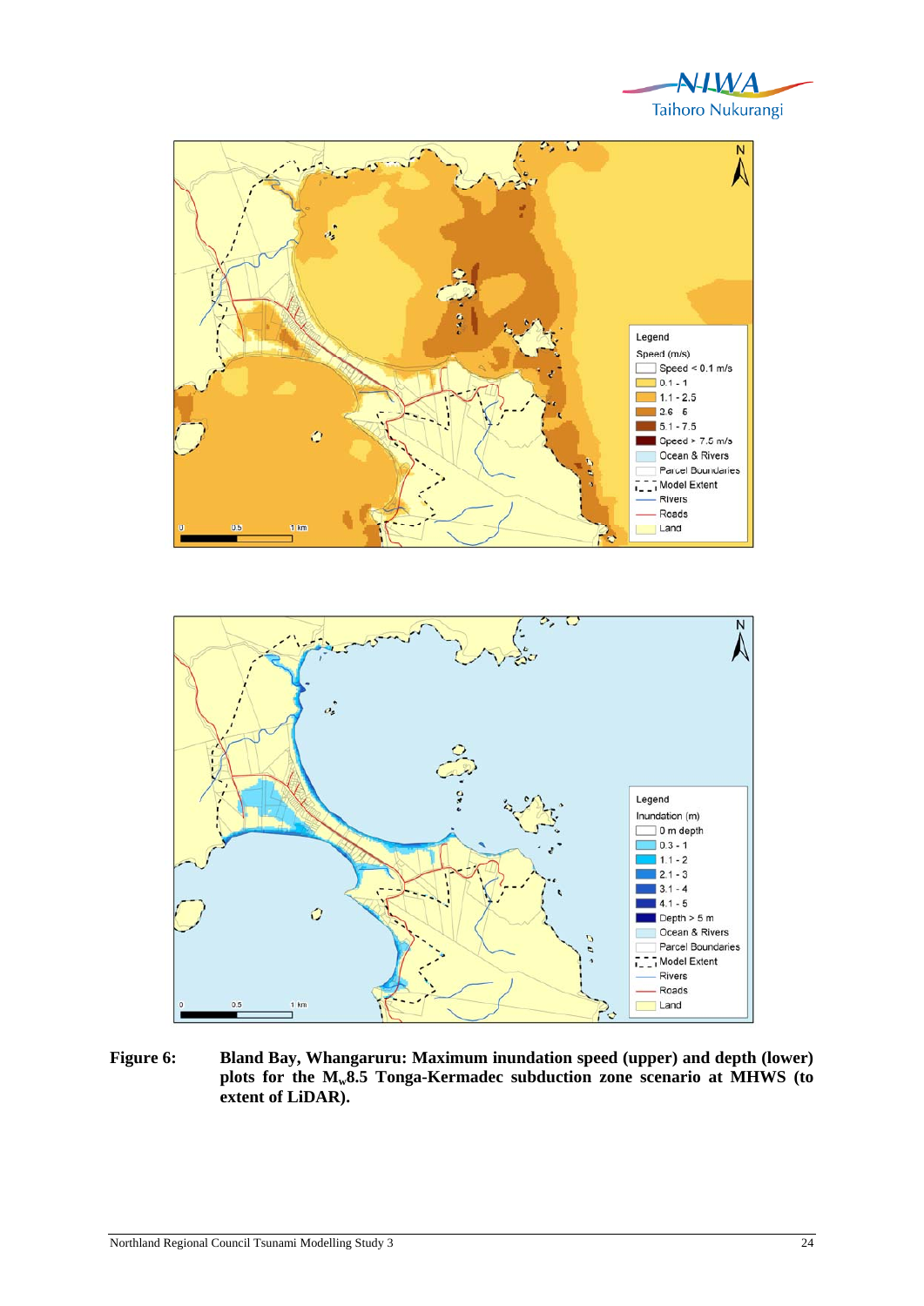**Figure 6:** **Bland Bay, Whangaruru: Maximum inundation speed (upper) and depth (lower) plots for the $M_w$8.5 Tonga-Kermadec subduction zone scenario at MHWS (to extent of LiDAR).**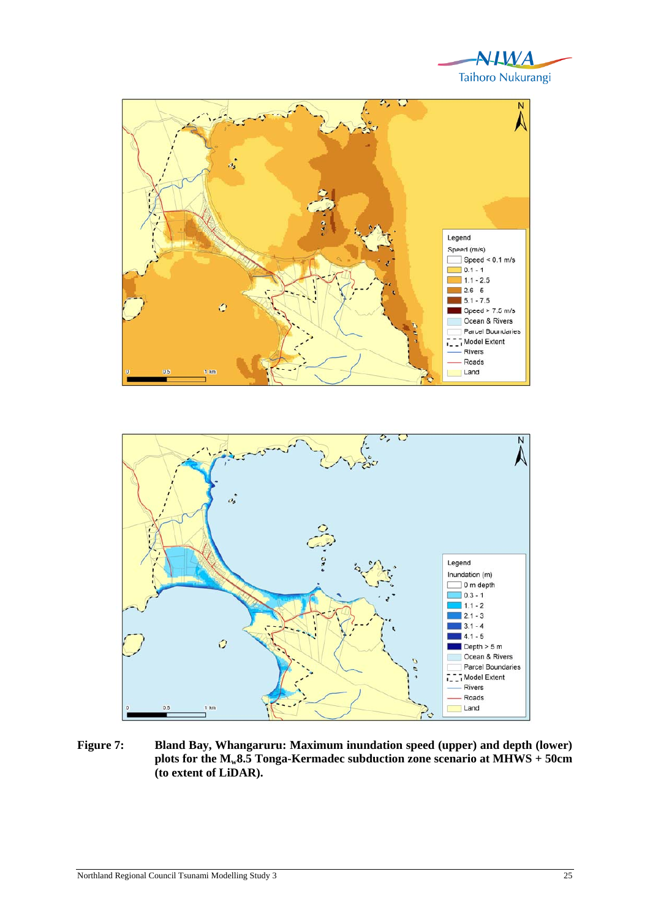**Figure 7: Bland Bay, Whangaruru: Maximum inundation speed (upper) and depth (lower) plots for the $M_w$8.5 Tonga-Kermadec subduction zone scenario at MHWS + 50cm (to extent of LiDAR).**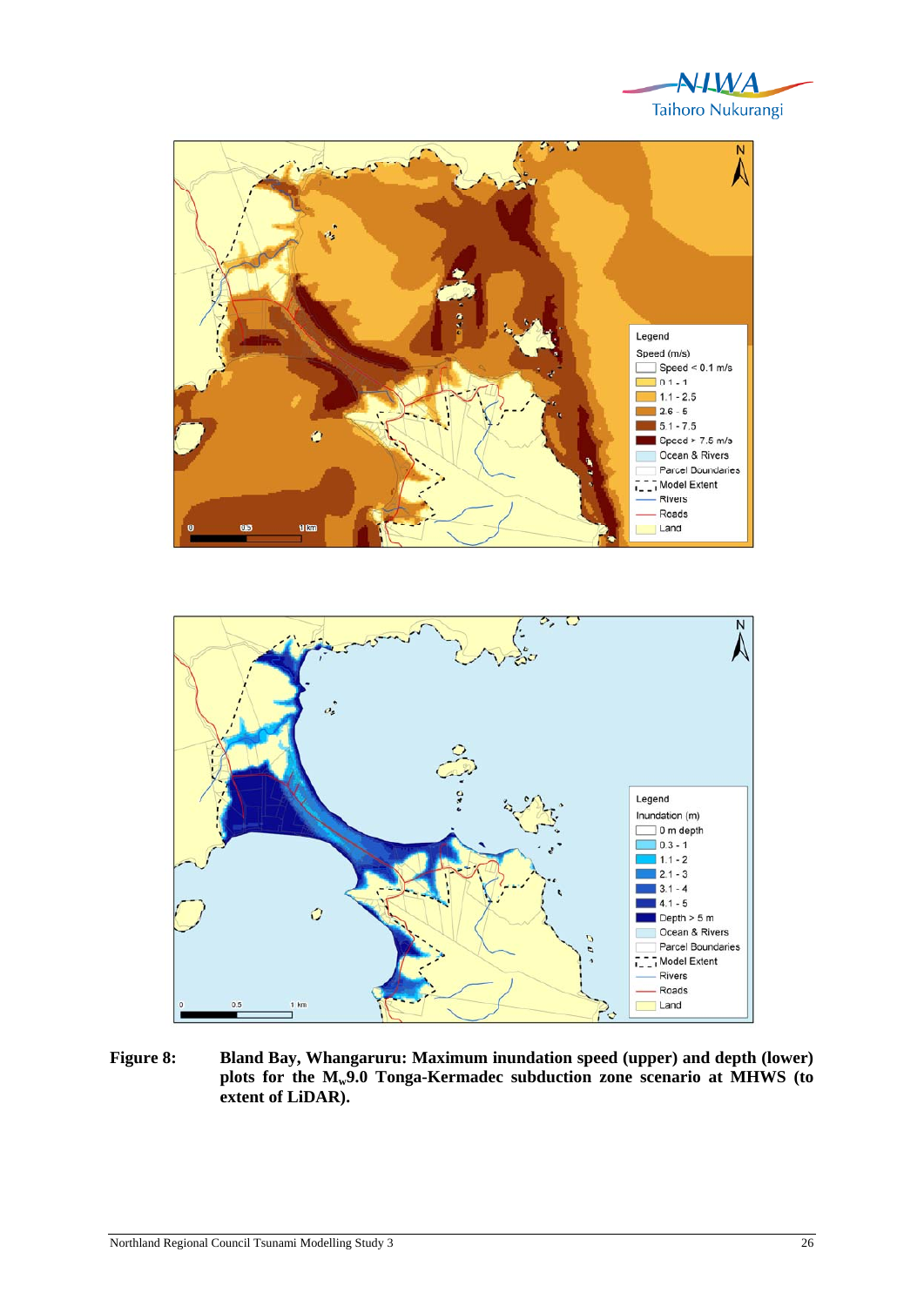**Figure 8:** **Bland Bay, Whangaruru: Maximum inundation speed (upper) and depth (lower) plots for the $M_w$9.0 Tonga-Kermadec subduction zone scenario at MHWS (to extent of LiDAR).**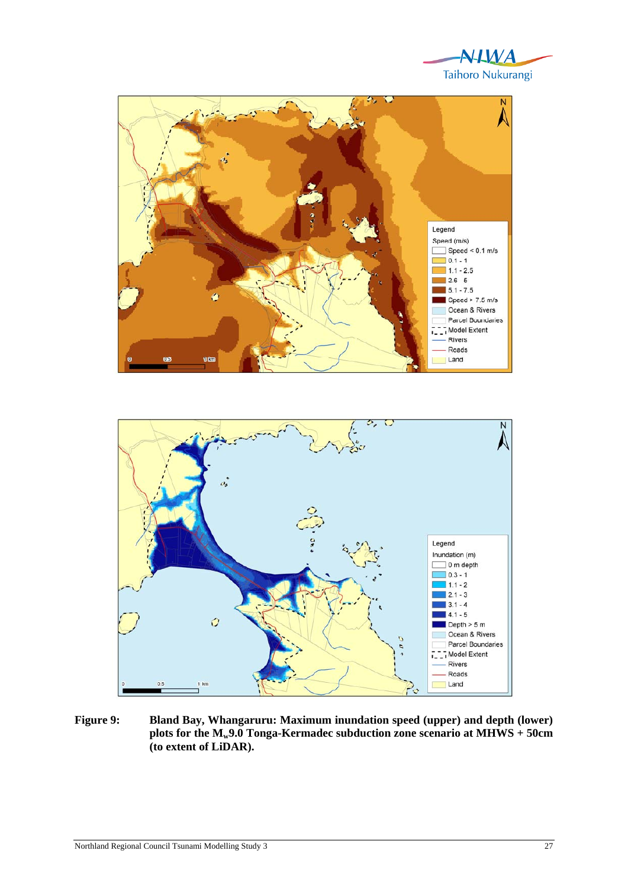Legend

Speed (m/s)

Speed < 0.1 m/s

0.1 - 1

1.1 - 2.5

2.6 - 5

5.1 - 7.5

Speed > 7.5 m/s

Ocean & Rivers

Parcel Boundaries

Model Extent

Rivers

Roads

Land

0 0.5 1 km

N

Legend

Inundation (m)

0 m depth

0.3 - 1

1.1 - 2

2.1 - 3

3.1 - 4

4.1 - 5

Depth > 5 m

Ocean & Rivers

Parcel Boundaries

Model Extent

Rivers

Roads

Land

0 0.5 1 km

N

**Figure 9:** **Bland Bay, Whangaruru: Maximum inundation speed (upper) and depth (lower) plots for the $M_w$9.0 Tonga-Kermadec subduction zone scenario at MHWS + 50cm (to extent of LiDAR).**